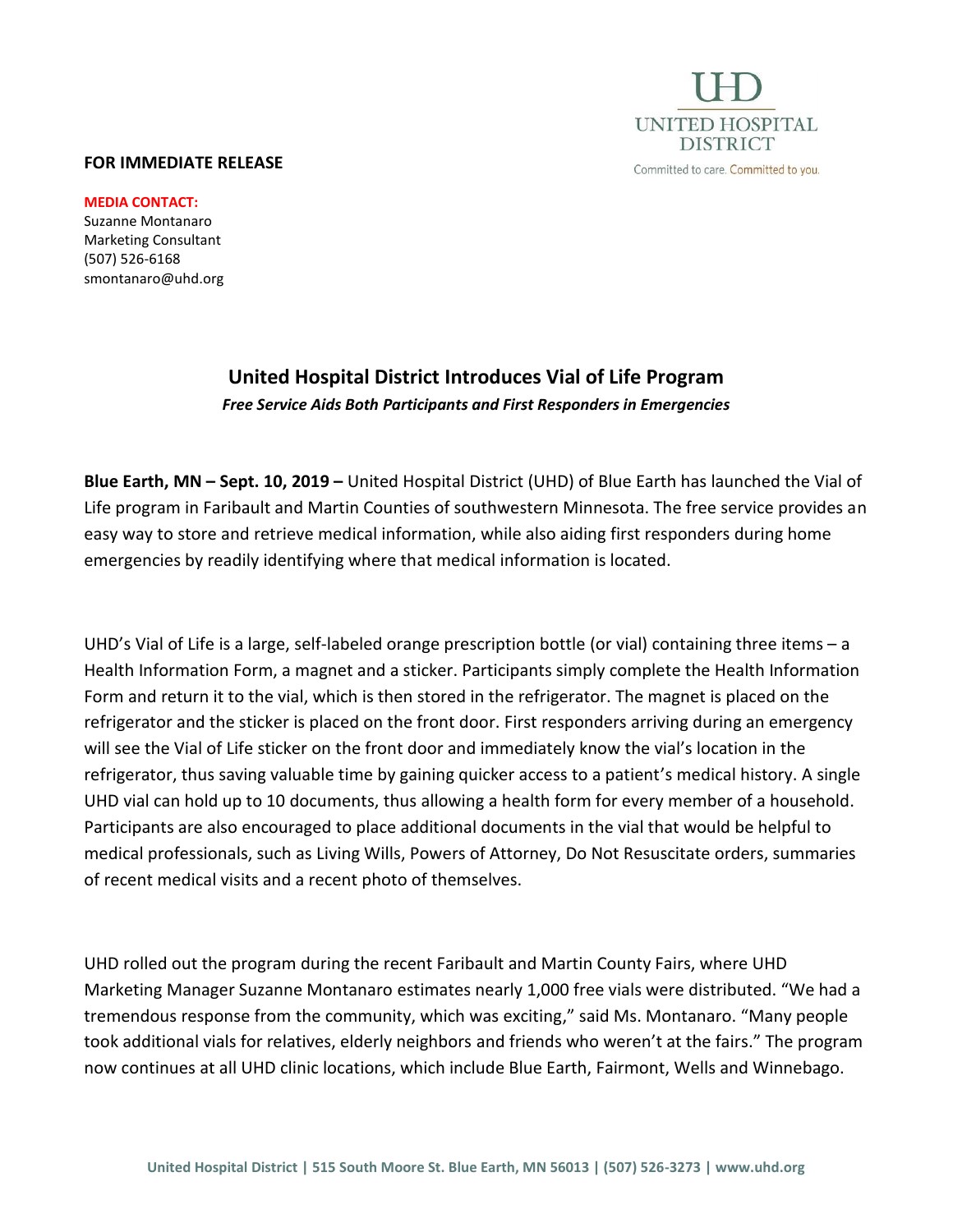UNITED HOSPITAL DISTRICT

Committed to care. Committed to you.

**FOR IMMEDIATE RELEASE**

**MEDIA CONTACT:**
Suzanne Montanaro
Marketing Consultant
(507) 526-6168
smontanaro@uhd.org

# United Hospital District Introduces Vial of Life Program

***Free Service Aids Both Participants and First Responders in Emergencies***

**Blue Earth, MN – Sept. 10, 2019 –** United Hospital District (UHD) of Blue Earth has launched the Vial of Life program in Faribault and Martin Counties of southwestern Minnesota. The free service provides an easy way to store and retrieve medical information, while also aiding first responders during home emergencies by readily identifying where that medical information is located.

UHD's Vial of Life is a large, self-labeled orange prescription bottle (or vial) containing three items – a Health Information Form, a magnet and a sticker. Participants simply complete the Health Information Form and return it to the vial, which is then stored in the refrigerator. The magnet is placed on the refrigerator and the sticker is placed on the front door. First responders arriving during an emergency will see the Vial of Life sticker on the front door and immediately know the vial's location in the refrigerator, thus saving valuable time by gaining quicker access to a patient's medical history. A single UHD vial can hold up to 10 documents, thus allowing a health form for every member of a household. Participants are also encouraged to place additional documents in the vial that would be helpful to medical professionals, such as Living Wills, Powers of Attorney, Do Not Resuscitate orders, summaries of recent medical visits and a recent photo of themselves.

UHD rolled out the program during the recent Faribault and Martin County Fairs, where UHD Marketing Manager Suzanne Montanaro estimates nearly 1,000 free vials were distributed. "We had a tremendous response from the community, which was exciting," said Ms. Montanaro. "Many people took additional vials for relatives, elderly neighbors and friends who weren't at the fairs." The program now continues at all UHD clinic locations, which include Blue Earth, Fairmont, Wells and Winnebago.

United Hospital District | 515 South Moore St. Blue Earth, MN 56013 | (507) 526-3273 | www.uhd.org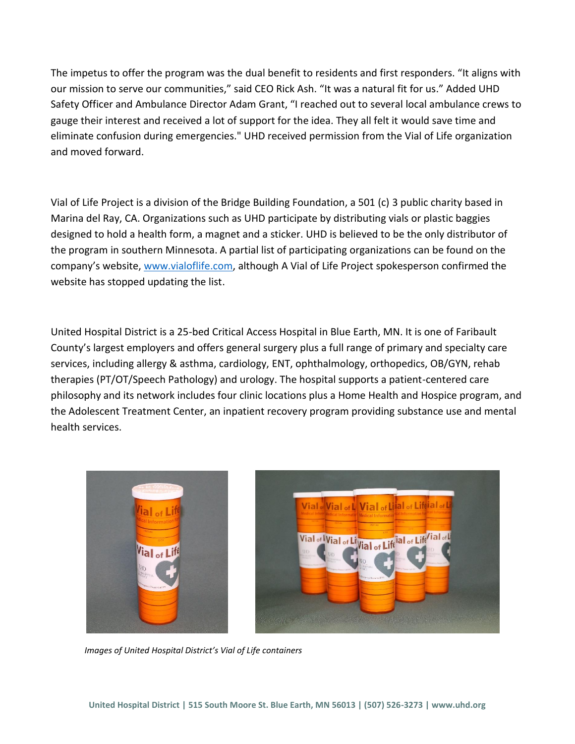The impetus to offer the program was the dual benefit to residents and first responders. "It aligns with our mission to serve our communities," said CEO Rick Ash. "It was a natural fit for us." Added UHD Safety Officer and Ambulance Director Adam Grant, "I reached out to several local ambulance crews to gauge their interest and received a lot of support for the idea. They all felt it would save time and eliminate confusion during emergencies." UHD received permission from the Vial of Life organization and moved forward.

Vial of Life Project is a division of the Bridge Building Foundation, a 501 (c) 3 public charity based in Marina del Ray, CA. Organizations such as UHD participate by distributing vials or plastic baggies designed to hold a health form, a magnet and a sticker. UHD is believed to be the only distributor of the program in southern Minnesota. A partial list of participating organizations can be found on the company's website, www.vialoflife.com, although A Vial of Life Project spokesperson confirmed the website has stopped updating the list.

United Hospital District is a 25-bed Critical Access Hospital in Blue Earth, MN. It is one of Faribault County's largest employers and offers general surgery plus a full range of primary and specialty care services, including allergy & asthma, cardiology, ENT, ophthalmology, orthopedics, OB/GYN, rehab therapies (PT/OT/Speech Pathology) and urology. The hospital supports a patient-centered care philosophy and its network includes four clinic locations plus a Home Health and Hospice program, and the Adolescent Treatment Center, an inpatient recovery program providing substance use and mental health services.

*Images of United Hospital District's Vial of Life containers*

**United Hospital District | 515 South Moore St. Blue Earth, MN 56013 | (507) 526-3273 | www.uhd.org**